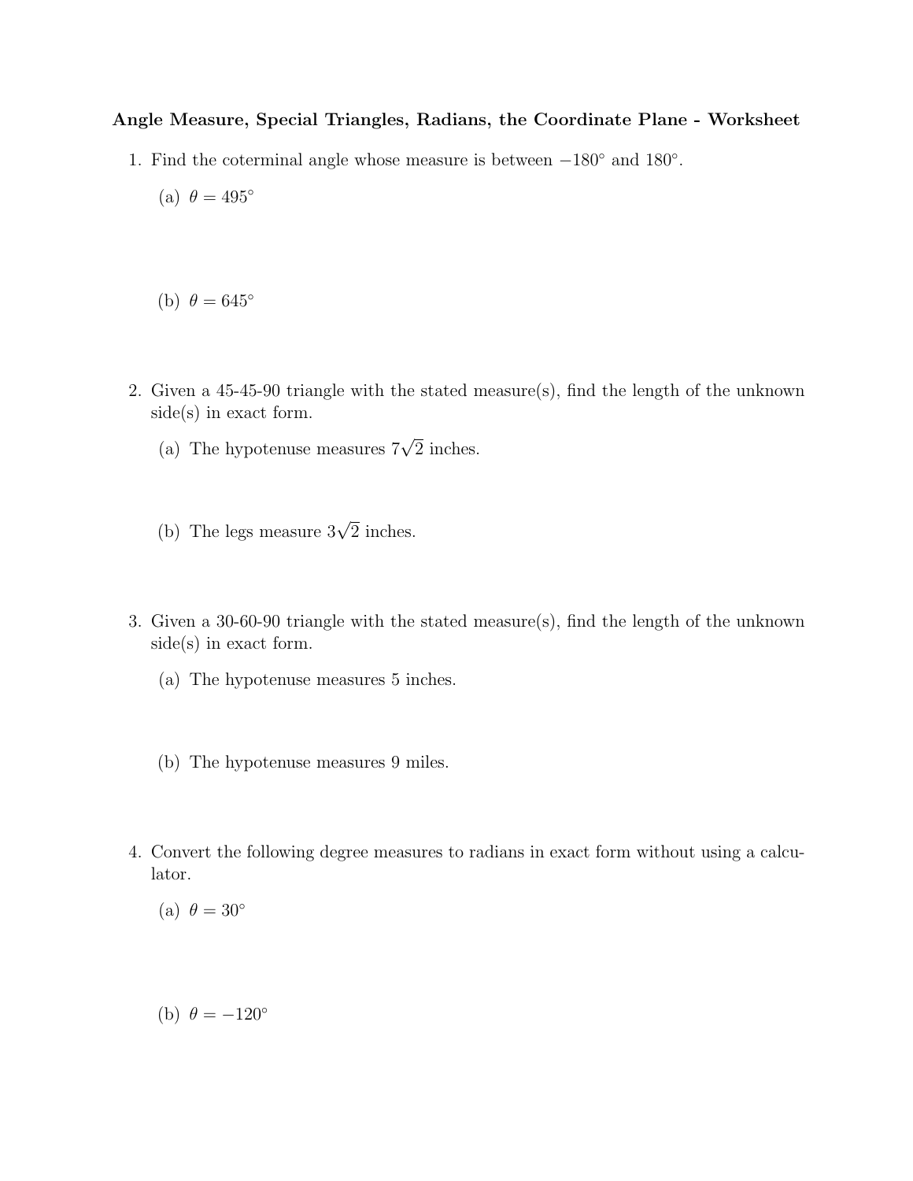**Angle Measure, Special Triangles, Radians, the Coordinate Plane - Worksheet**

1. Find the coterminal angle whose measure is between $-180^\circ$ and $180^\circ$.

   (a) $\theta = 495^\circ$

   (b) $\theta = 645^\circ$

2. Given a 45-45-90 triangle with the stated measure(s), find the length of the unknown side(s) in exact form.

   (a) The hypotenuse measures $7\sqrt{2}$ inches.

   (b) The legs measure $3\sqrt{2}$ inches.

3. Given a 30-60-90 triangle with the stated measure(s), find the length of the unknown side(s) in exact form.

   (a) The hypotenuse measures 5 inches.

   (b) The hypotenuse measures 9 miles.

4. Convert the following degree measures to radians in exact form without using a calculator.

   (a) $\theta = 30^\circ$

   (b) $\theta = -120^\circ$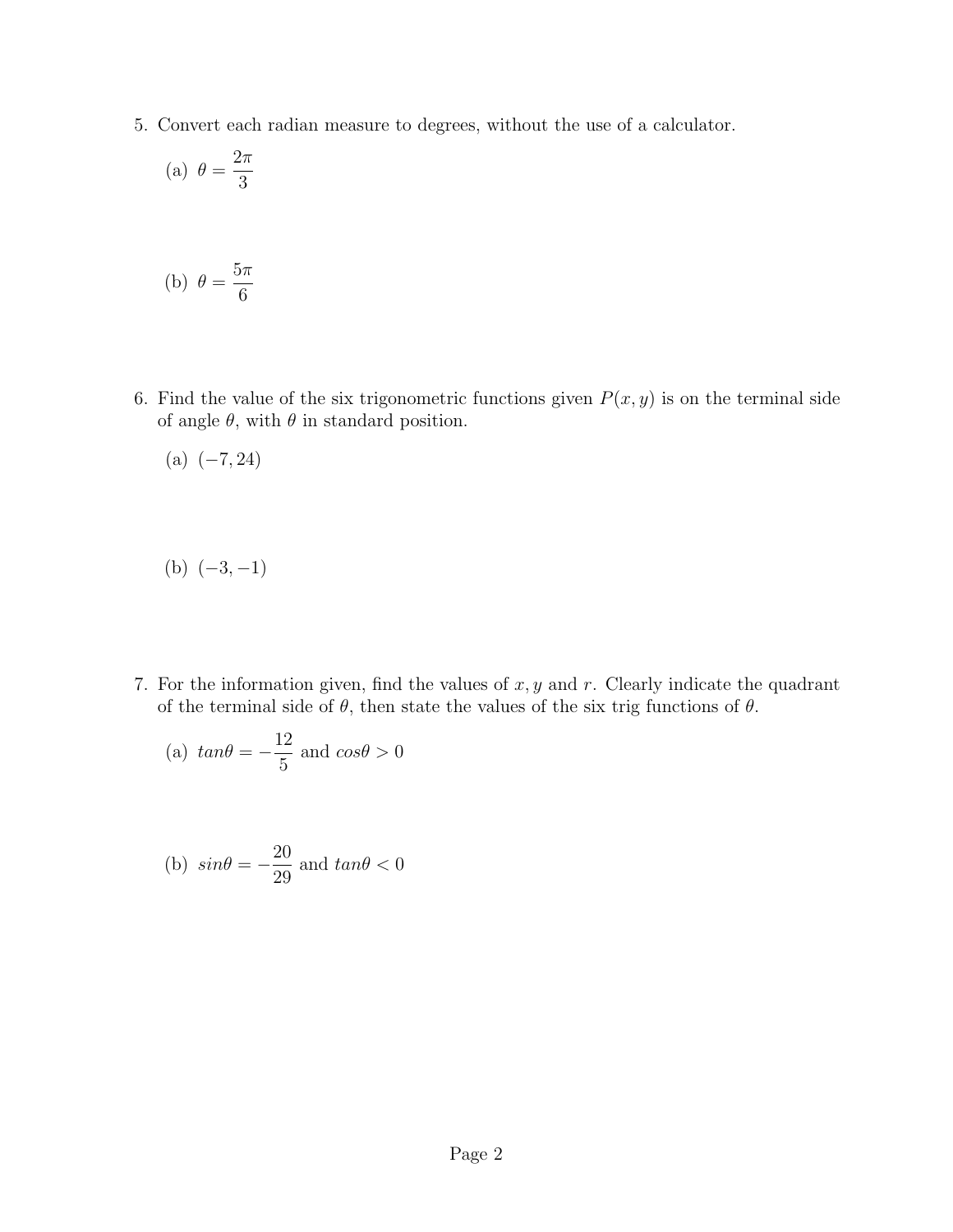5. Convert each radian measure to degrees, without the use of a calculator.

   (a) $\theta = \dfrac{2\pi}{3}$

   (b) $\theta = \dfrac{5\pi}{6}$

6. Find the value of the six trigonometric functions given $P(x, y)$ is on the terminal side of angle $\theta$, with $\theta$ in standard position.

   (a) $(-7, 24)$

   (b) $(-3, -1)$

7. For the information given, find the values of $x, y$ and $r$. Clearly indicate the quadrant of the terminal side of $\theta$, then state the values of the six trig functions of $\theta$.

   (a) $tan\theta = -\dfrac{12}{5}$ and $cos\theta > 0$

   (b) $sin\theta = -\dfrac{20}{29}$ and $tan\theta < 0$